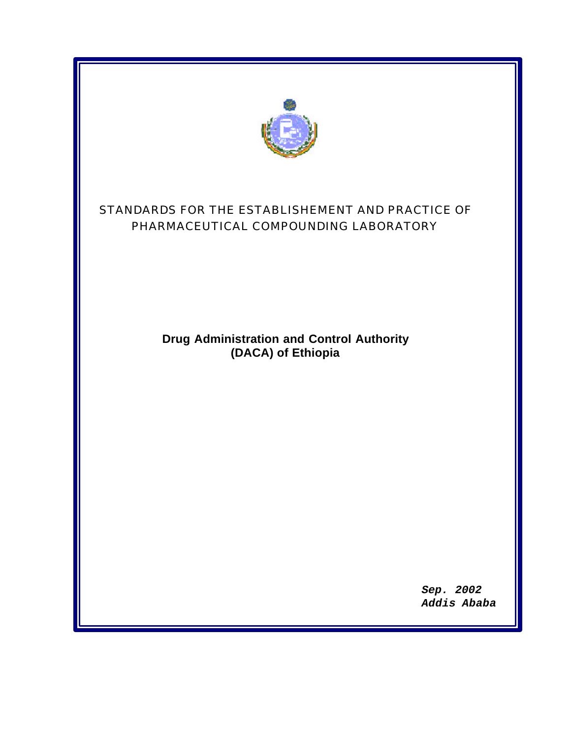# STANDARDS FOR THE ESTABLISHEMENT AND PRACTICE OF PHARMACEUTICAL COMPOUNDING LABORATORY

**Drug Administration and Control Authority (DACA) of Ethiopia**

***Sep. 2002***
***Addis Ababa***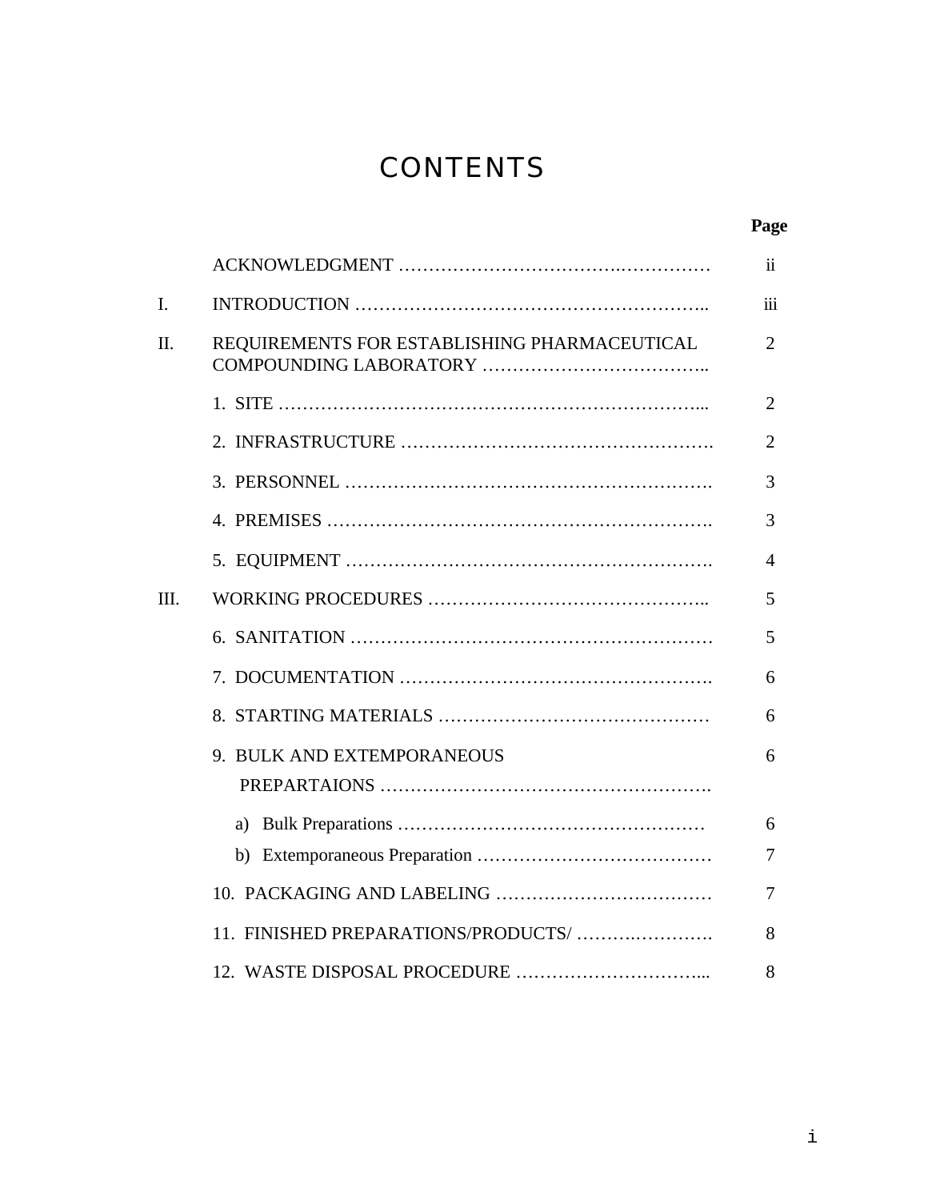# CONTENTS

| | | Page |
|---|---|---|
| | ACKNOWLEDGMENT | ii |
| I. | INTRODUCTION | iii |
| II. | REQUIREMENTS FOR ESTABLISHING PHARMACEUTICAL COMPOUNDING LABORATORY | 2 |
| | 1. SITE | 2 |
| | 2. INFRASTRUCTURE | 2 |
| | 3. PERSONNEL | 3 |
| | 4. PREMISES | 3 |
| | 5. EQUIPMENT | 4 |
| III. | WORKING PROCEDURES | 5 |
| | 6. SANITATION | 5 |
| | 7. DOCUMENTATION | 6 |
| | 8. STARTING MATERIALS | 6 |
| | 9. BULK AND EXTEMPORANEOUS PREPARTAIONS | 6 |
| | a) Bulk Preparations | 6 |
| | b) Extemporaneous Preparation | 7 |
| | 10. PACKAGING AND LABELING | 7 |
| | 11. FINISHED PREPARATIONS/PRODUCTS/ | 8 |
| | 12. WASTE DISPOSAL PROCEDURE | 8 |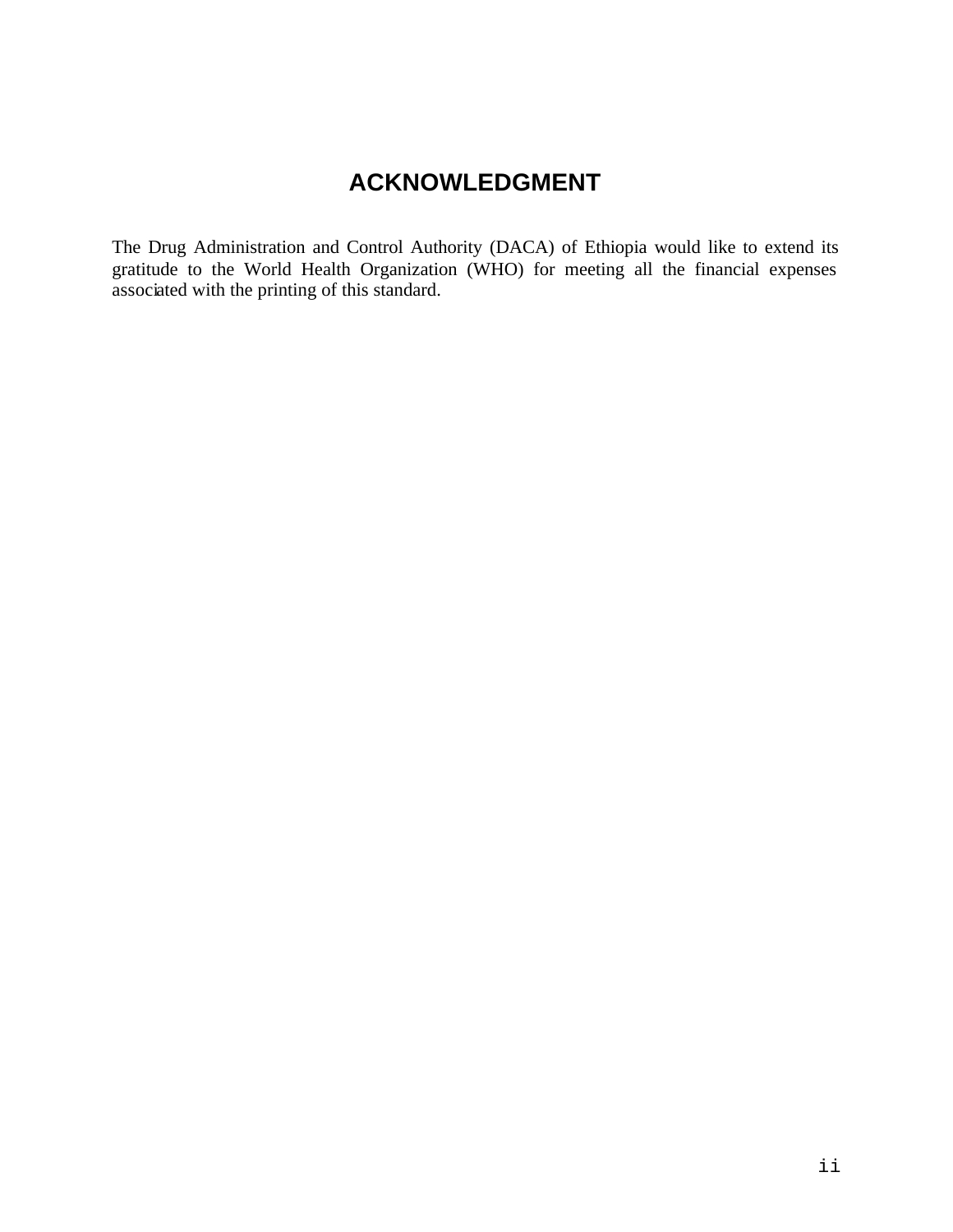# ACKNOWLEDGMENT

The Drug Administration and Control Authority (DACA) of Ethiopia would like to extend its gratitude to the World Health Organization (WHO) for meeting all the financial expenses associated with the printing of this standard.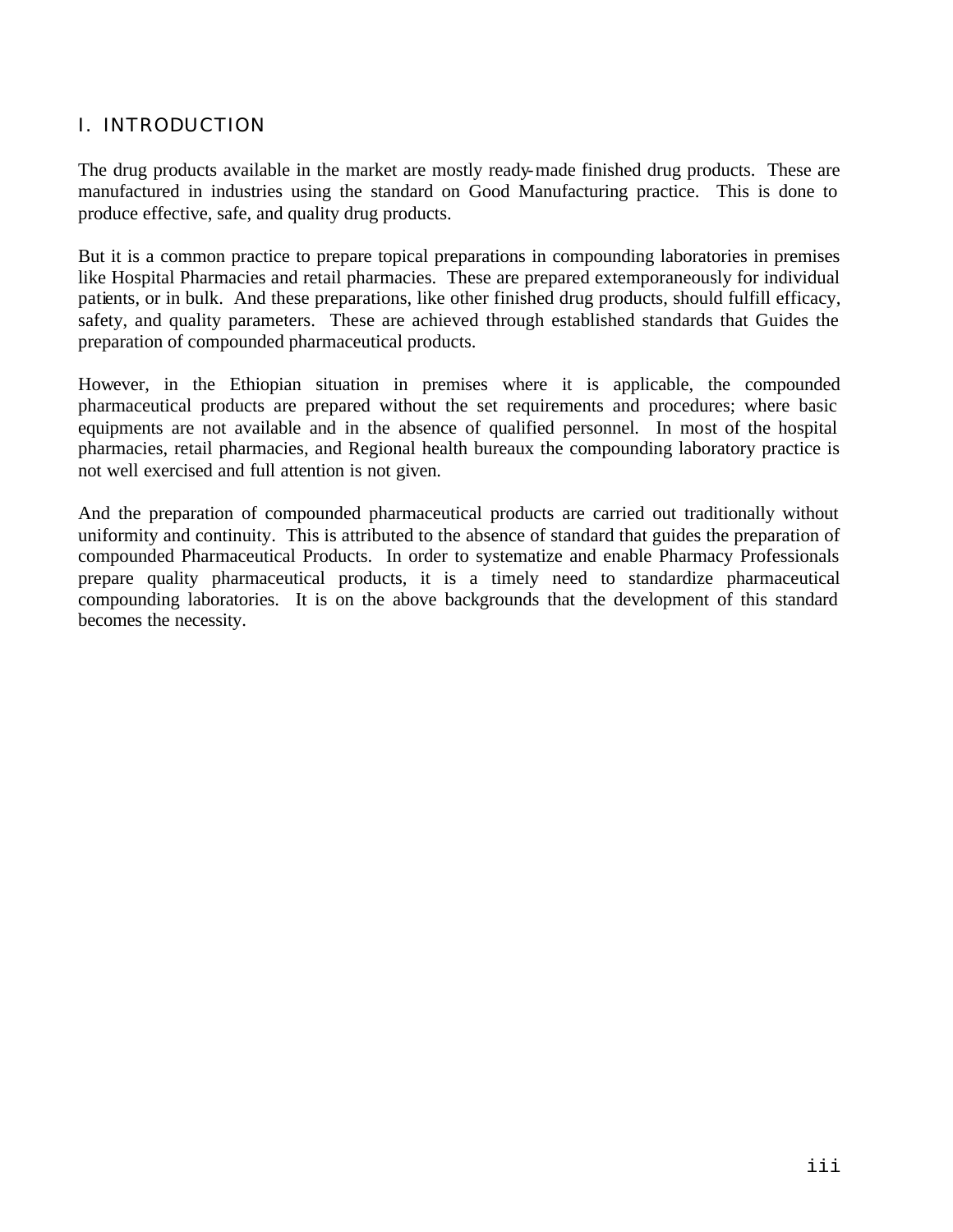# I. INTRODUCTION

The drug products available in the market are mostly ready-made finished drug products. These are manufactured in industries using the standard on Good Manufacturing practice. This is done to produce effective, safe, and quality drug products.

But it is a common practice to prepare topical preparations in compounding laboratories in premises like Hospital Pharmacies and retail pharmacies. These are prepared extemporaneously for individual patients, or in bulk. And these preparations, like other finished drug products, should fulfill efficacy, safety, and quality parameters. These are achieved through established standards that Guides the preparation of compounded pharmaceutical products.

However, in the Ethiopian situation in premises where it is applicable, the compounded pharmaceutical products are prepared without the set requirements and procedures; where basic equipments are not available and in the absence of qualified personnel. In most of the hospital pharmacies, retail pharmacies, and Regional health bureaux the compounding laboratory practice is not well exercised and full attention is not given.

And the preparation of compounded pharmaceutical products are carried out traditionally without uniformity and continuity. This is attributed to the absence of standard that guides the preparation of compounded Pharmaceutical Products. In order to systematize and enable Pharmacy Professionals prepare quality pharmaceutical products, it is a timely need to standardize pharmaceutical compounding laboratories. It is on the above backgrounds that the development of this standard becomes the necessity.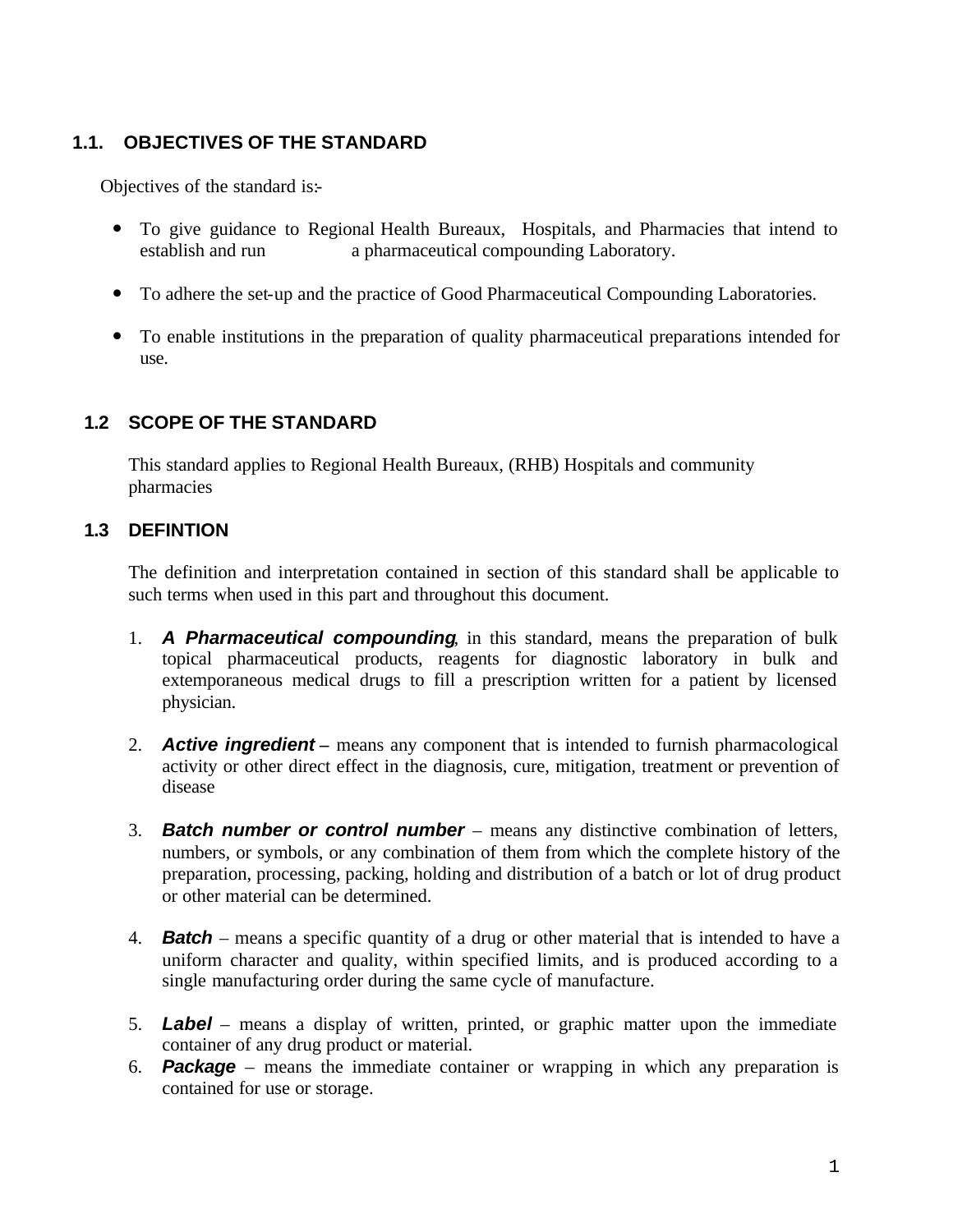## 1.1. OBJECTIVES OF THE STANDARD

Objectives of the standard is:-

- To give guidance to Regional Health Bureaux, Hospitals, and Pharmacies that intend to establish and run a pharmaceutical compounding Laboratory.
- To adhere the set-up and the practice of Good Pharmaceutical Compounding Laboratories.
- To enable institutions in the preparation of quality pharmaceutical preparations intended for use.

## 1.2 SCOPE OF THE STANDARD

This standard applies to Regional Health Bureaux, (RHB) Hospitals and community pharmacies

## 1.3 DEFINTION

The definition and interpretation contained in section of this standard shall be applicable to such terms when used in this part and throughout this document.

1. ***A Pharmaceutical compounding***, in this standard, means the preparation of bulk topical pharmaceutical products, reagents for diagnostic laboratory in bulk and extemporaneous medical drugs to fill a prescription written for a patient by licensed physician.
2. ***Active ingredient*** – means any component that is intended to furnish pharmacological activity or other direct effect in the diagnosis, cure, mitigation, treatment or prevention of disease
3. ***Batch number or control number*** – means any distinctive combination of letters, numbers, or symbols, or any combination of them from which the complete history of the preparation, processing, packing, holding and distribution of a batch or lot of drug product or other material can be determined.
4. ***Batch*** – means a specific quantity of a drug or other material that is intended to have a uniform character and quality, within specified limits, and is produced according to a single manufacturing order during the same cycle of manufacture.
5. ***Label*** – means a display of written, printed, or graphic matter upon the immediate container of any drug product or material.
6. ***Package*** – means the immediate container or wrapping in which any preparation is contained for use or storage.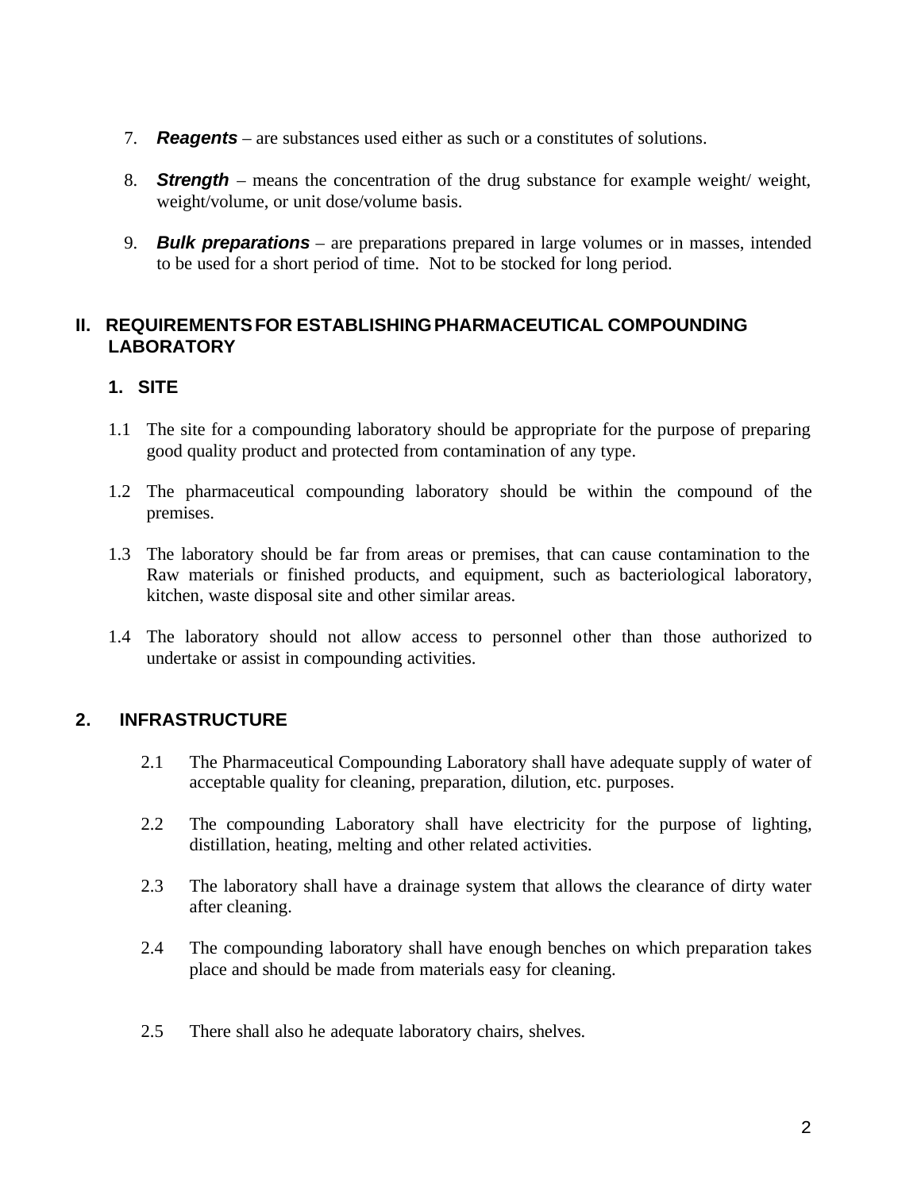7. ***Reagents*** – are substances used either as such or a constitutes of solutions.

8. ***Strength*** – means the concentration of the drug substance for example weight/ weight, weight/volume, or unit dose/volume basis.

9. ***Bulk preparations*** – are preparations prepared in large volumes or in masses, intended to be used for a short period of time. Not to be stocked for long period.

## II. REQUIREMENTS FOR ESTABLISHING PHARMACEUTICAL COMPOUNDING LABORATORY

### 1. SITE

1.1 The site for a compounding laboratory should be appropriate for the purpose of preparing good quality product and protected from contamination of any type.

1.2 The pharmaceutical compounding laboratory should be within the compound of the premises.

1.3 The laboratory should be far from areas or premises, that can cause contamination to the Raw materials or finished products, and equipment, such as bacteriological laboratory, kitchen, waste disposal site and other similar areas.

1.4 The laboratory should not allow access to personnel other than those authorized to undertake or assist in compounding activities.

### 2. INFRASTRUCTURE

2.1 The Pharmaceutical Compounding Laboratory shall have adequate supply of water of acceptable quality for cleaning, preparation, dilution, etc. purposes.

2.2 The compounding Laboratory shall have electricity for the purpose of lighting, distillation, heating, melting and other related activities.

2.3 The laboratory shall have a drainage system that allows the clearance of dirty water after cleaning.

2.4 The compounding laboratory shall have enough benches on which preparation takes place and should be made from materials easy for cleaning.

2.5 There shall also he adequate laboratory chairs, shelves.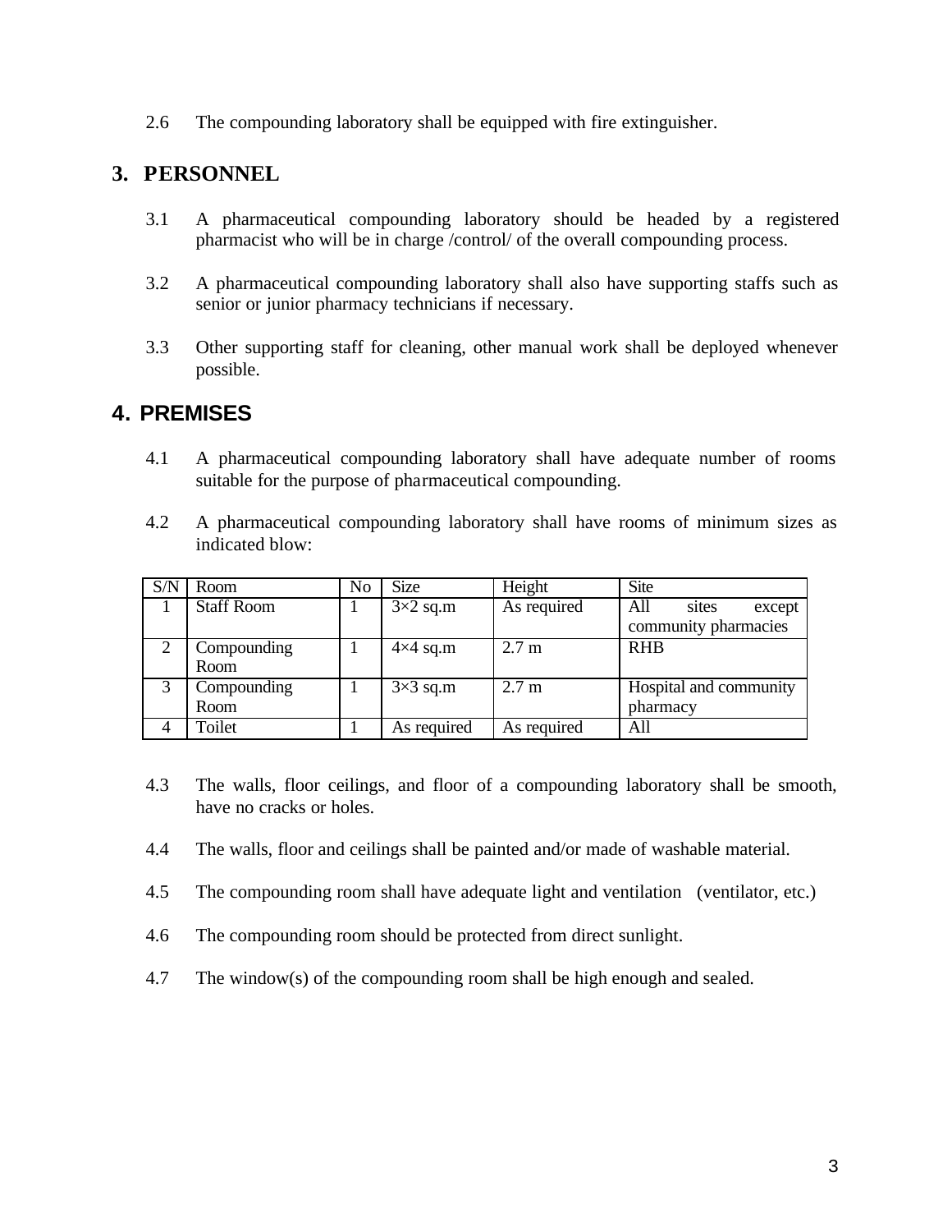2.6 The compounding laboratory shall be equipped with fire extinguisher.

## 3. PERSONNEL

3.1 A pharmaceutical compounding laboratory should be headed by a registered pharmacist who will be in charge /control/ of the overall compounding process.

3.2 A pharmaceutical compounding laboratory shall also have supporting staffs such as senior or junior pharmacy technicians if necessary.

3.3 Other supporting staff for cleaning, other manual work shall be deployed whenever possible.

## 4. PREMISES

4.1 A pharmaceutical compounding laboratory shall have adequate number of rooms suitable for the purpose of pharmaceutical compounding.

4.2 A pharmaceutical compounding laboratory shall have rooms of minimum sizes as indicated blow:

| S/N | Room | No | Size | Height | Site |
|---|---|---|---|---|---|
| 1 | Staff Room | 1 | 3×2 sq.m | As required | All sites except community pharmacies |
| 2 | Compounding Room | 1 | 4×4 sq.m | 2.7 m | RHB |
| 3 | Compounding Room | 1 | 3×3 sq.m | 2.7 m | Hospital and community pharmacy |
| 4 | Toilet | 1 | As required | As required | All |

4.3 The walls, floor ceilings, and floor of a compounding laboratory shall be smooth, have no cracks or holes.

4.4 The walls, floor and ceilings shall be painted and/or made of washable material.

4.5 The compounding room shall have adequate light and ventilation (ventilator, etc.)

4.6 The compounding room should be protected from direct sunlight.

4.7 The window(s) of the compounding room shall be high enough and sealed.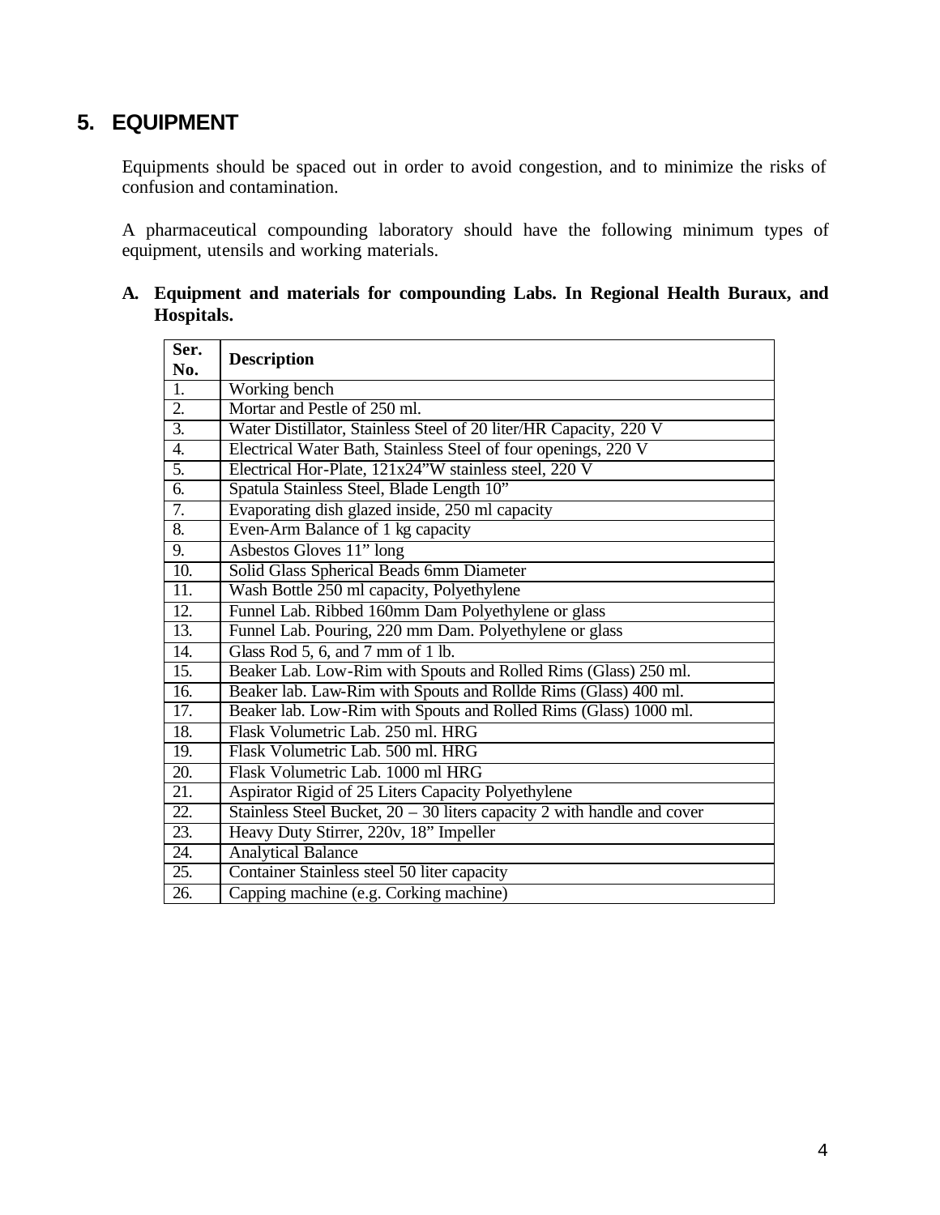## 5. EQUIPMENT

Equipments should be spaced out in order to avoid congestion, and to minimize the risks of confusion and contamination.

A pharmaceutical compounding laboratory should have the following minimum types of equipment, utensils and working materials.

**A. Equipment and materials for compounding Labs. In Regional Health Buraux, and Hospitals.**

| Ser. No. | Description |
|---|---|
| 1. | Working bench |
| 2. | Mortar and Pestle of 250 ml. |
| 3. | Water Distillator, Stainless Steel of 20 liter/HR Capacity, 220 V |
| 4. | Electrical Water Bath, Stainless Steel of four openings, 220 V |
| 5. | Electrical Hor-Plate, 121x24"W stainless steel, 220 V |
| 6. | Spatula Stainless Steel, Blade Length 10" |
| 7. | Evaporating dish glazed inside, 250 ml capacity |
| 8. | Even-Arm Balance of 1 kg capacity |
| 9. | Asbestos Gloves 11" long |
| 10. | Solid Glass Spherical Beads 6mm Diameter |
| 11. | Wash Bottle 250 ml capacity, Polyethylene |
| 12. | Funnel Lab. Ribbed 160mm Dam Polyethylene or glass |
| 13. | Funnel Lab. Pouring, 220 mm Dam. Polyethylene or glass |
| 14. | Glass Rod 5, 6, and 7 mm of 1 lb. |
| 15. | Beaker Lab. Low-Rim with Spouts and Rolled Rims (Glass) 250 ml. |
| 16. | Beaker lab. Law-Rim with Spouts and Rollde Rims (Glass) 400 ml. |
| 17. | Beaker lab. Low-Rim with Spouts and Rolled Rims (Glass) 1000 ml. |
| 18. | Flask Volumetric Lab. 250 ml. HRG |
| 19. | Flask Volumetric Lab. 500 ml. HRG |
| 20. | Flask Volumetric Lab. 1000 ml HRG |
| 21. | Aspirator Rigid of 25 Liters Capacity Polyethylene |
| 22. | Stainless Steel Bucket, 20 – 30 liters capacity 2 with handle and cover |
| 23. | Heavy Duty Stirrer, 220v, 18" Impeller |
| 24. | Analytical Balance |
| 25. | Container Stainless steel 50 liter capacity |
| 26. | Capping machine (e.g. Corking machine) |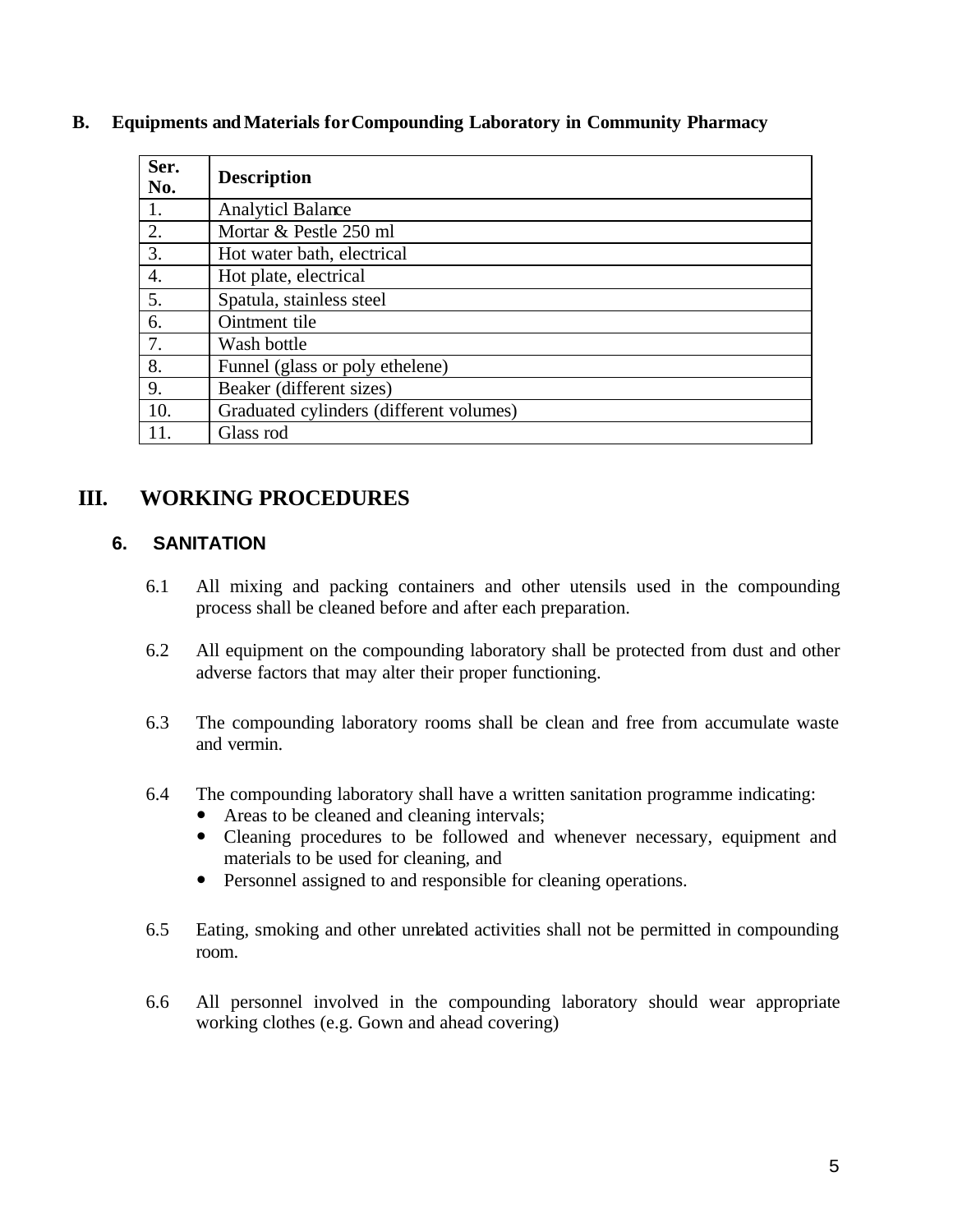**B. Equipments and Materials for Compounding Laboratory in Community Pharmacy**

| Ser. No. | Description |
|---|---|
| 1. | Analyticl Balance |
| 2. | Mortar & Pestle 250 ml |
| 3. | Hot water bath, electrical |
| 4. | Hot plate, electrical |
| 5. | Spatula, stainless steel |
| 6. | Ointment tile |
| 7. | Wash bottle |
| 8. | Funnel (glass or poly ethelene) |
| 9. | Beaker (different sizes) |
| 10. | Graduated cylinders (different volumes) |
| 11. | Glass rod |

# III. WORKING PROCEDURES

## 6. SANITATION

6.1 All mixing and packing containers and other utensils used in the compounding process shall be cleaned before and after each preparation.

6.2 All equipment on the compounding laboratory shall be protected from dust and other adverse factors that may alter their proper functioning.

6.3 The compounding laboratory rooms shall be clean and free from accumulate waste and vermin.

6.4 The compounding laboratory shall have a written sanitation programme indicating:

- Areas to be cleaned and cleaning intervals;
- Cleaning procedures to be followed and whenever necessary, equipment and materials to be used for cleaning, and
- Personnel assigned to and responsible for cleaning operations.

6.5 Eating, smoking and other unrelated activities shall not be permitted in compounding room.

6.6 All personnel involved in the compounding laboratory should wear appropriate working clothes (e.g. Gown and ahead covering)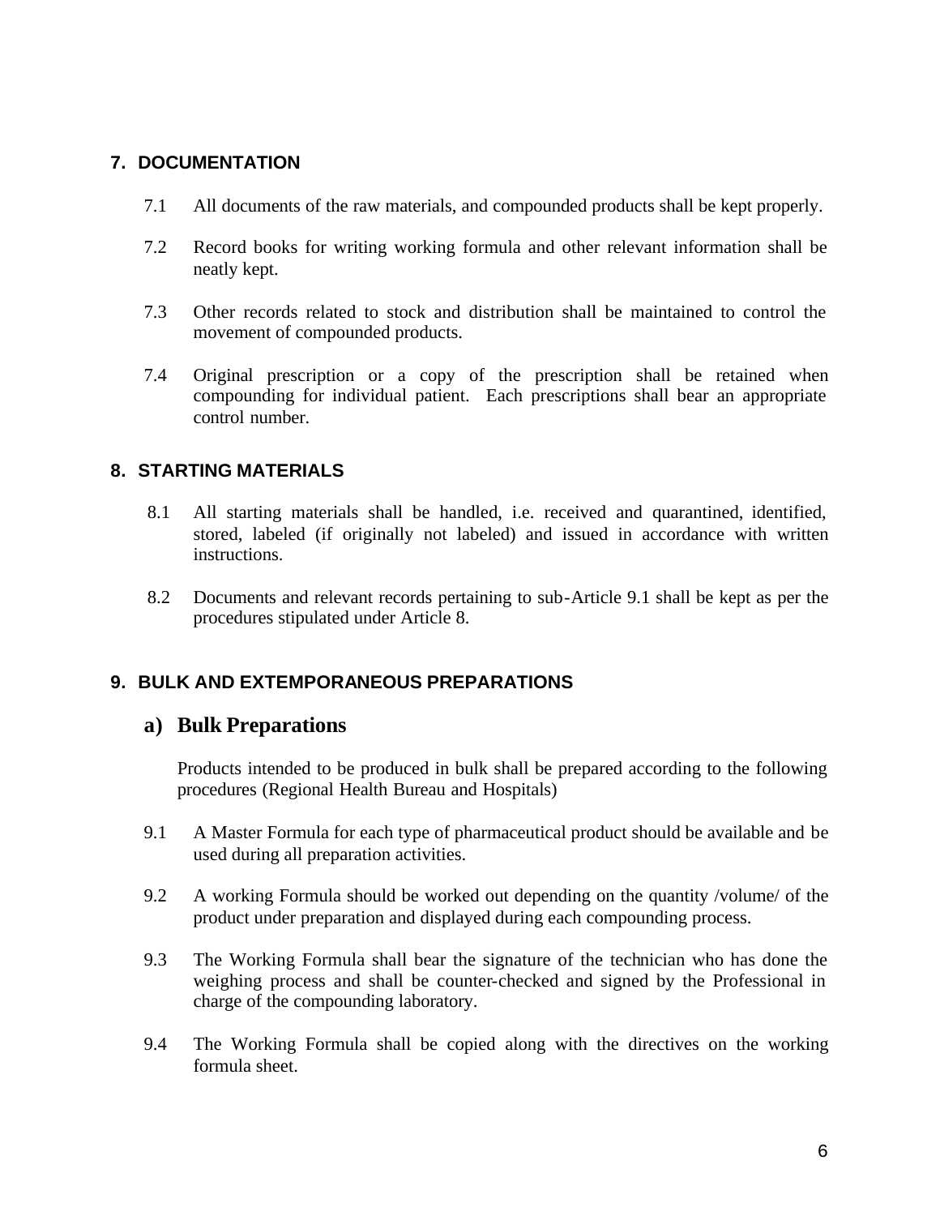## 7. DOCUMENTATION

7.1 All documents of the raw materials, and compounded products shall be kept properly.

7.2 Record books for writing working formula and other relevant information shall be neatly kept.

7.3 Other records related to stock and distribution shall be maintained to control the movement of compounded products.

7.4 Original prescription or a copy of the prescription shall be retained when compounding for individual patient. Each prescriptions shall bear an appropriate control number.

## 8. STARTING MATERIALS

8.1 All starting materials shall be handled, i.e. received and quarantined, identified, stored, labeled (if originally not labeled) and issued in accordance with written instructions.

8.2 Documents and relevant records pertaining to sub-Article 9.1 shall be kept as per the procedures stipulated under Article 8.

## 9. BULK AND EXTEMPORANEOUS PREPARATIONS

### a) Bulk Preparations

Products intended to be produced in bulk shall be prepared according to the following procedures (Regional Health Bureau and Hospitals)

9.1 A Master Formula for each type of pharmaceutical product should be available and be used during all preparation activities.

9.2 A working Formula should be worked out depending on the quantity /volume/ of the product under preparation and displayed during each compounding process.

9.3 The Working Formula shall bear the signature of the technician who has done the weighing process and shall be counter-checked and signed by the Professional in charge of the compounding laboratory.

9.4 The Working Formula shall be copied along with the directives on the working formula sheet.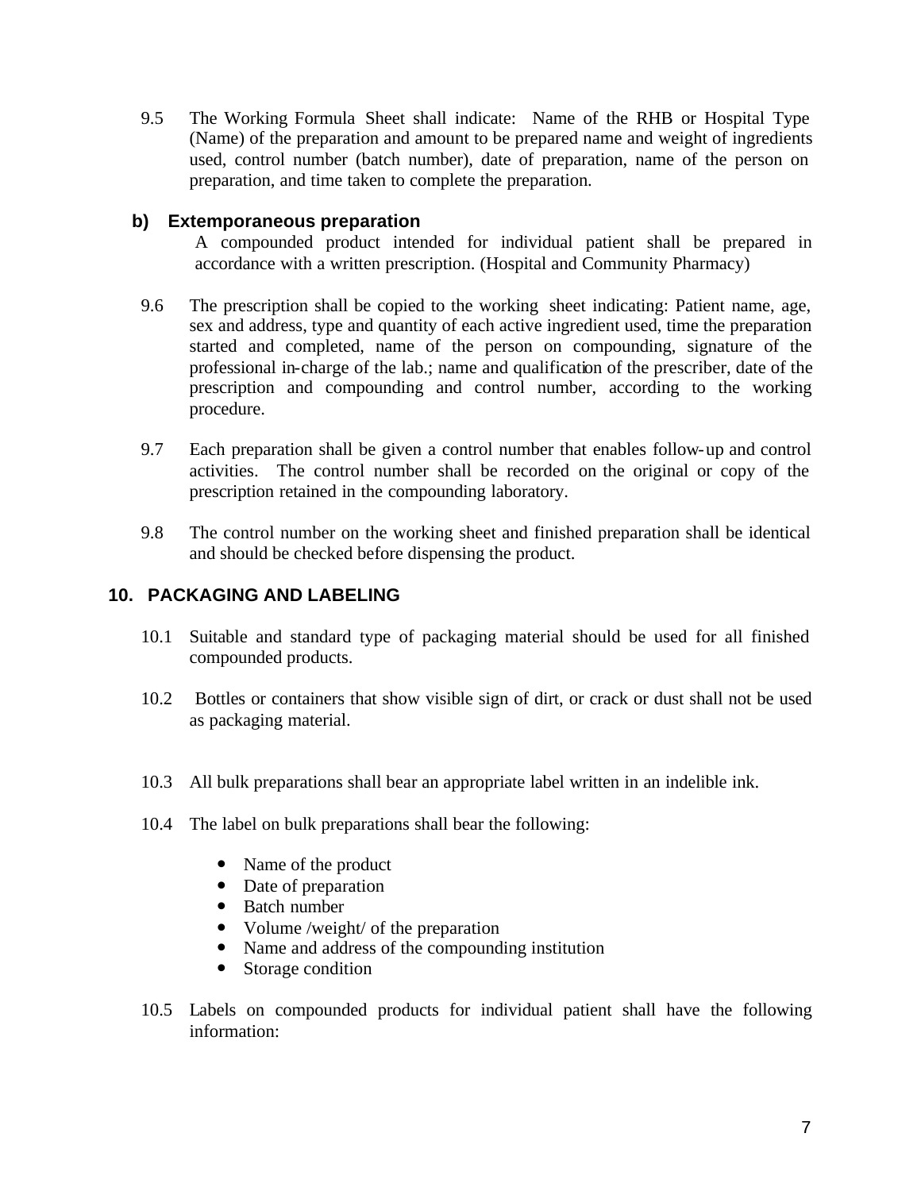9.5 The Working Formula Sheet shall indicate: Name of the RHB or Hospital Type (Name) of the preparation and amount to be prepared name and weight of ingredients used, control number (batch number), date of preparation, name of the person on preparation, and time taken to complete the preparation.

### b) Extemporaneous preparation

A compounded product intended for individual patient shall be prepared in accordance with a written prescription. (Hospital and Community Pharmacy)

9.6 The prescription shall be copied to the working sheet indicating: Patient name, age, sex and address, type and quantity of each active ingredient used, time the preparation started and completed, name of the person on compounding, signature of the professional in-charge of the lab.; name and qualification of the prescriber, date of the prescription and compounding and control number, according to the working procedure.

9.7 Each preparation shall be given a control number that enables follow-up and control activities. The control number shall be recorded on the original or copy of the prescription retained in the compounding laboratory.

9.8 The control number on the working sheet and finished preparation shall be identical and should be checked before dispensing the product.

## 10. PACKAGING AND LABELING

10.1 Suitable and standard type of packaging material should be used for all finished compounded products.

10.2 Bottles or containers that show visible sign of dirt, or crack or dust shall not be used as packaging material.

10.3 All bulk preparations shall bear an appropriate label written in an indelible ink.

10.4 The label on bulk preparations shall bear the following:

- Name of the product
- Date of preparation
- Batch number
- Volume /weight/ of the preparation
- Name and address of the compounding institution
- Storage condition

10.5 Labels on compounded products for individual patient shall have the following information: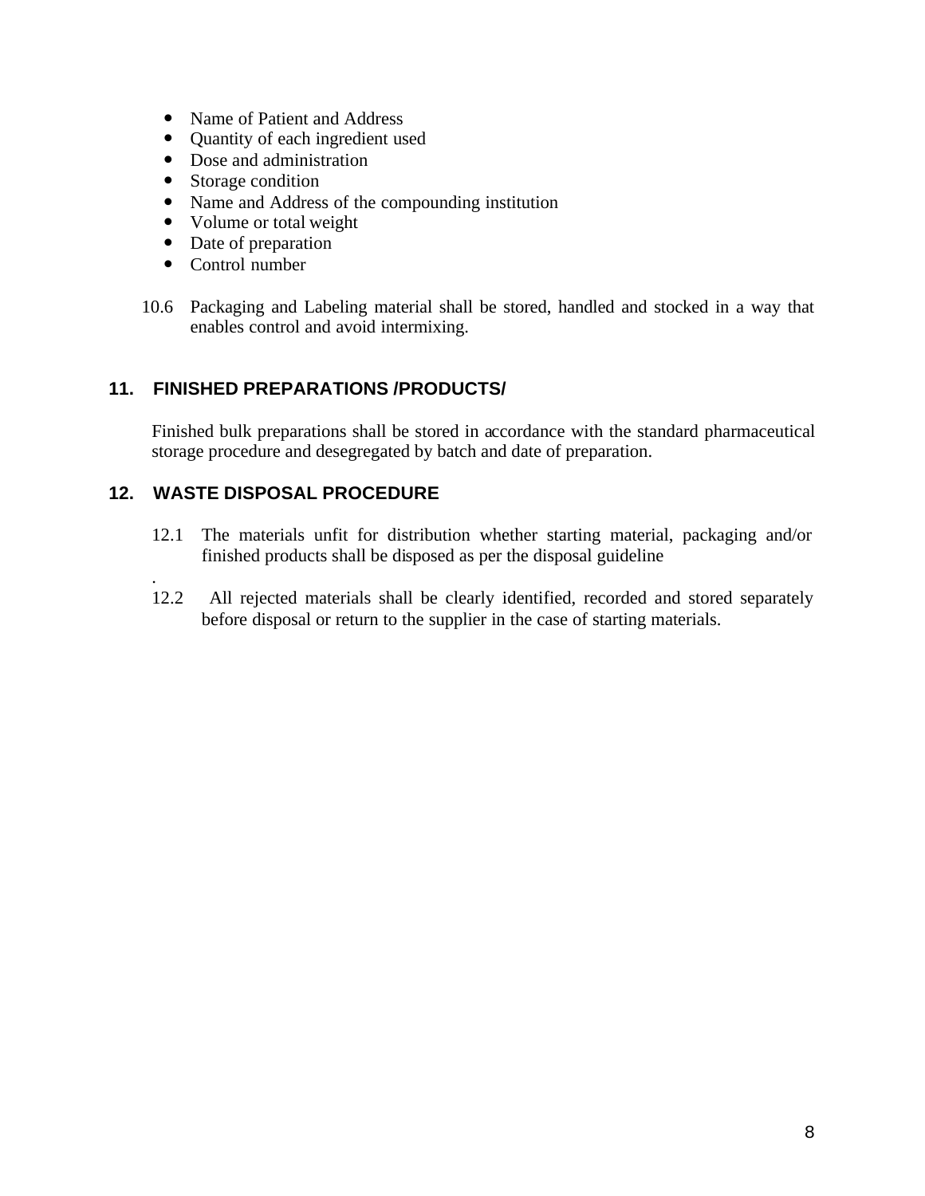- Name of Patient and Address
- Quantity of each ingredient used
- Dose and administration
- Storage condition
- Name and Address of the compounding institution
- Volume or total weight
- Date of preparation
- Control number

10.6 Packaging and Labeling material shall be stored, handled and stocked in a way that enables control and avoid intermixing.

## 11. FINISHED PREPARATIONS /PRODUCTS/

Finished bulk preparations shall be stored in accordance with the standard pharmaceutical storage procedure and desegregated by batch and date of preparation.

## 12. WASTE DISPOSAL PROCEDURE

12.1 The materials unfit for distribution whether starting material, packaging and/or finished products shall be disposed as per the disposal guideline

.

12.2 All rejected materials shall be clearly identified, recorded and stored separately before disposal or return to the supplier in the case of starting materials.